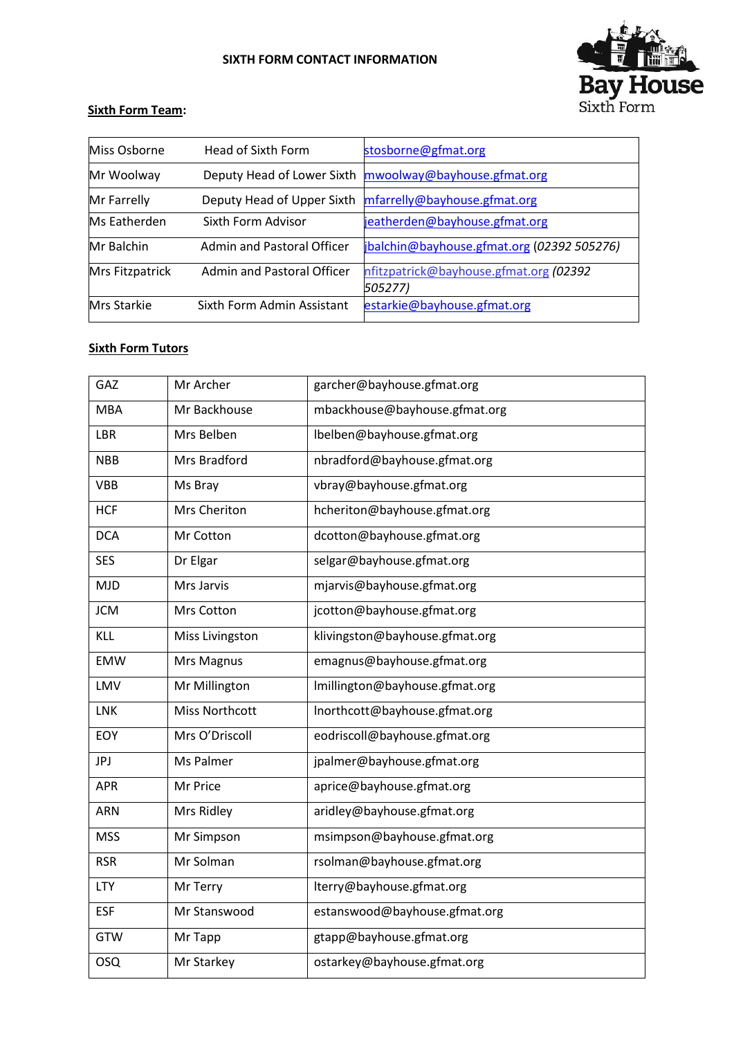**SIXTH FORM CONTACT INFORMATION**

Bay House Sixth Form

**Sixth Form Team:**

| | | |
|---|---|---|
| Miss Osborne | Head of Sixth Form | stosborne@gfmat.org |
| Mr Woolway | Deputy Head of Lower Sixth | mwoolway@bayhouse.gfmat.org |
| Mr Farrelly | Deputy Head of Upper Sixth | mfarrelly@bayhouse.gfmat.org |
| Ms Eatherden | Sixth Form Advisor | jeatherden@bayhouse.gfmat.org |
| Mr Balchin | Admin and Pastoral Officer | jbalchin@bayhouse.gfmat.org *(02392 505276)* |
| Mrs Fitzpatrick | Admin and Pastoral Officer | nfitzpatrick@bayhouse.gfmat.org *(02392 505277)* |
| Mrs Starkie | Sixth Form Admin Assistant | estarkie@bayhouse.gfmat.org |

**Sixth Form Tutors**

| | | |
|---|---|---|
| GAZ | Mr Archer | garcher@bayhouse.gfmat.org |
| MBA | Mr Backhouse | mbackhouse@bayhouse.gfmat.org |
| LBR | Mrs Belben | lbelben@bayhouse.gfmat.org |
| NBB | Mrs Bradford | nbradford@bayhouse.gfmat.org |
| VBB | Ms Bray | vbray@bayhouse.gfmat.org |
| HCF | Mrs Cheriton | hcheriton@bayhouse.gfmat.org |
| DCA | Mr Cotton | dcotton@bayhouse.gfmat.org |
| SES | Dr Elgar | selgar@bayhouse.gfmat.org |
| MJD | Mrs Jarvis | mjarvis@bayhouse.gfmat.org |
| JCM | Mrs Cotton | jcotton@bayhouse.gfmat.org |
| KLL | Miss Livingston | klivingston@bayhouse.gfmat.org |
| EMW | Mrs Magnus | emagnus@bayhouse.gfmat.org |
| LMV | Mr Millington | lmillington@bayhouse.gfmat.org |
| LNK | Miss Northcott | lnorthcott@bayhouse.gfmat.org |
| EOY | Mrs O'Driscoll | eodriscoll@bayhouse.gfmat.org |
| JPJ | Ms Palmer | jpalmer@bayhouse.gfmat.org |
| APR | Mr Price | aprice@bayhouse.gfmat.org |
| ARN | Mrs Ridley | aridley@bayhouse.gfmat.org |
| MSS | Mr Simpson | msimpson@bayhouse.gfmat.org |
| RSR | Mr Solman | rsolman@bayhouse.gfmat.org |
| LTY | Mr Terry | lterry@bayhouse.gfmat.org |
| ESF | Mr Stanswood | estanswood@bayhouse.gfmat.org |
| GTW | Mr Tapp | gtapp@bayhouse.gfmat.org |
| OSQ | Mr Starkey | ostarkey@bayhouse.gfmat.org |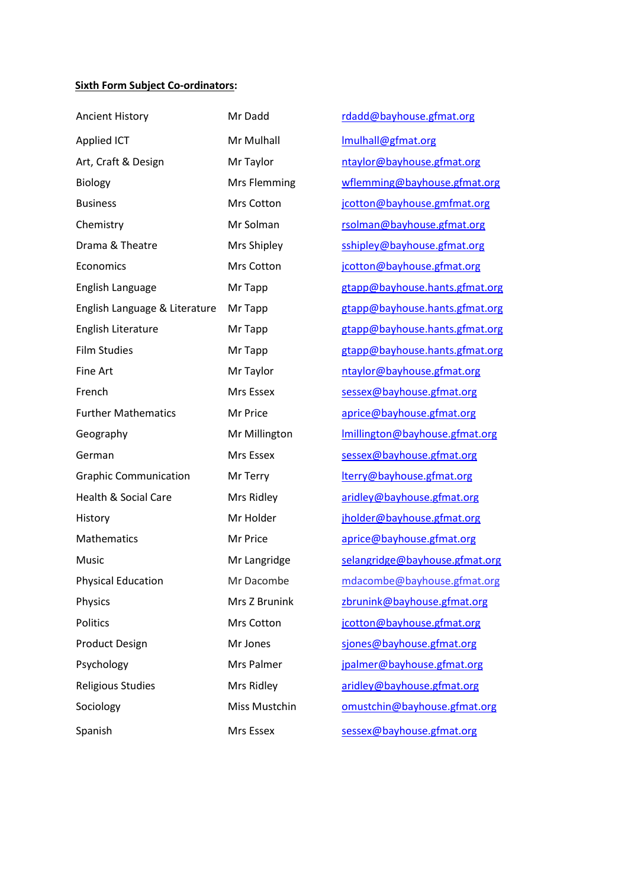**Sixth Form Subject Co-ordinators**:

| | | |
|---|---|---|
| Ancient History | Mr Dadd | rdadd@bayhouse.gfmat.org |
| Applied ICT | Mr Mulhall | lmulhall@gfmat.org |
| Art, Craft & Design | Mr Taylor | ntaylor@bayhouse.gfmat.org |
| Biology | Mrs Flemming | wflemming@bayhouse.gfmat.org |
| Business | Mrs Cotton | jcotton@bayhouse.gmfmat.org |
| Chemistry | Mr Solman | rsolman@bayhouse.gfmat.org |
| Drama & Theatre | Mrs Shipley | sshipley@bayhouse.gfmat.org |
| Economics | Mrs Cotton | jcotton@bayhouse.gfmat.org |
| English Language | Mr Tapp | gtapp@bayhouse.hants.gfmat.org |
| English Language & Literature | Mr Tapp | gtapp@bayhouse.hants.gfmat.org |
| English Literature | Mr Tapp | gtapp@bayhouse.hants.gfmat.org |
| Film Studies | Mr Tapp | gtapp@bayhouse.hants.gfmat.org |
| Fine Art | Mr Taylor | ntaylor@bayhouse.gfmat.org |
| French | Mrs Essex | sessex@bayhouse.gfmat.org |
| Further Mathematics | Mr Price | aprice@bayhouse.gfmat.org |
| Geography | Mr Millington | lmillington@bayhouse.gfmat.org |
| German | Mrs Essex | sessex@bayhouse.gfmat.org |
| Graphic Communication | Mr Terry | lterry@bayhouse.gfmat.org |
| Health & Social Care | Mrs Ridley | aridley@bayhouse.gfmat.org |
| History | Mr Holder | jholder@bayhouse.gfmat.org |
| Mathematics | Mr Price | aprice@bayhouse.gfmat.org |
| Music | Mr Langridge | selangridge@bayhouse.gfmat.org |
| Physical Education | Mr Dacombe | mdacombe@bayhouse.gfmat.org |
| Physics | Mrs Z Brunink | zbrunink@bayhouse.gfmat.org |
| Politics | Mrs Cotton | jcotton@bayhouse.gfmat.org |
| Product Design | Mr Jones | sjones@bayhouse.gfmat.org |
| Psychology | Mrs Palmer | jpalmer@bayhouse.gfmat.org |
| Religious Studies | Mrs Ridley | aridley@bayhouse.gfmat.org |
| Sociology | Miss Mustchin | omustchin@bayhouse.gfmat.org |
| Spanish | Mrs Essex | sessex@bayhouse.gfmat.org |